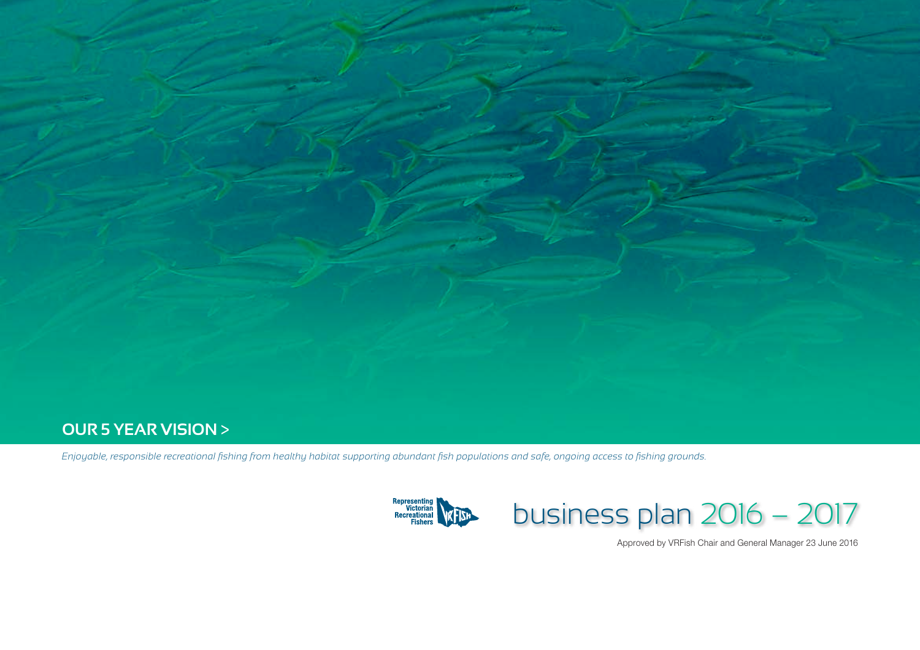## OUR 5 YEAR VISION >

*Enjoyable, responsible recreational fishing from healthy habitat supporting abundant fish populations and safe, ongoing access to fishing grounds.*

Representing Victorian Recreational Fishers

# business plan 2016 – 2017

Approved by VRFish Chair and General Manager 23 June 2016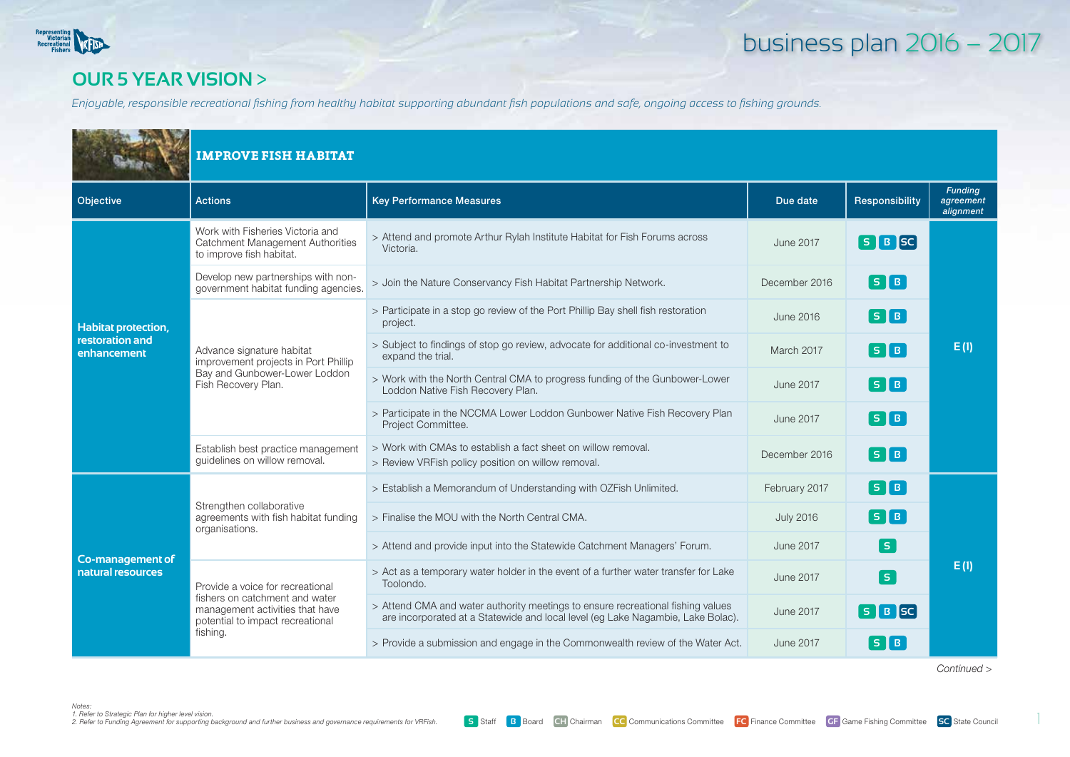# business plan 2016 – 2017

## OUR 5 YEAR VISION >

*Enjoyable, responsible recreational fishing from healthy habitat supporting abundant fish populations and safe, ongoing access to fishing grounds.*

### IMPROVE FISH HABITAT

| Objective | Actions | Key Performance Measures | Due date | Responsibility | *Funding agreement alignment* |
|---|---|---|---|---|---|
| **Habitat protection, restoration and enhancement** | Work with Fisheries Victoria and Catchment Management Authorities to improve fish habitat. | > Attend and promote Arthur Rylah Institute Habitat for Fish Forums across Victoria. | June 2017 | S B SC | E (I) |
| | Develop new partnerships with non-government habitat funding agencies. | > Join the Nature Conservancy Fish Habitat Partnership Network. | December 2016 | S B | |
| | Advance signature habitat improvement projects in Port Phillip Bay and Gunbower-Lower Loddon Fish Recovery Plan. | > Participate in a stop go review of the Port Phillip Bay shell fish restoration project. | June 2016 | S B | |
| | | > Subject to findings of stop go review, advocate for additional co-investment to expand the trial. | March 2017 | S B | |
| | | > Work with the North Central CMA to progress funding of the Gunbower-Lower Loddon Native Fish Recovery Plan. | June 2017 | S B | |
| | | > Participate in the NCCMA Lower Loddon Gunbower Native Fish Recovery Plan Project Committee. | June 2017 | S B | |
| | Establish best practice management guidelines on willow removal. | > Work with CMAs to establish a fact sheet on willow removal.<br>> Review VRFish policy position on willow removal. | December 2016 | S B | |
| **Co-management of natural resources** | Strengthen collaborative agreements with fish habitat funding organisations. | > Establish a Memorandum of Understanding with OZFish Unlimited. | February 2017 | S B | E (I) |
| | | > Finalise the MOU with the North Central CMA. | July 2016 | S B | |
| | | > Attend and provide input into the Statewide Catchment Managers' Forum. | June 2017 | S | |
| | Provide a voice for recreational fishers on catchment and water management activities that have potential to impact recreational fishing. | > Act as a temporary water holder in the event of a further water transfer for Lake Toolondo. | June 2017 | S | |
| | | > Attend CMA and water authority meetings to ensure recreational fishing values are incorporated at a Statewide and local level (eg Lake Nagambie, Lake Bolac). | June 2017 | S B SC | |
| | | > Provide a submission and engage in the Commonwealth review of the Water Act. | June 2017 | S B | |

*Continued >*

*Notes:*
*1. Refer to Strategic Plan for higher level vision.*
*2. Refer to Funding Agreement for supporting background and further business and governance requirements for VRFish.*

S Staff | B Board | CH Chairman | CC Communications Committee | FC Finance Committee | GF Game Fishing Committee | SC State Council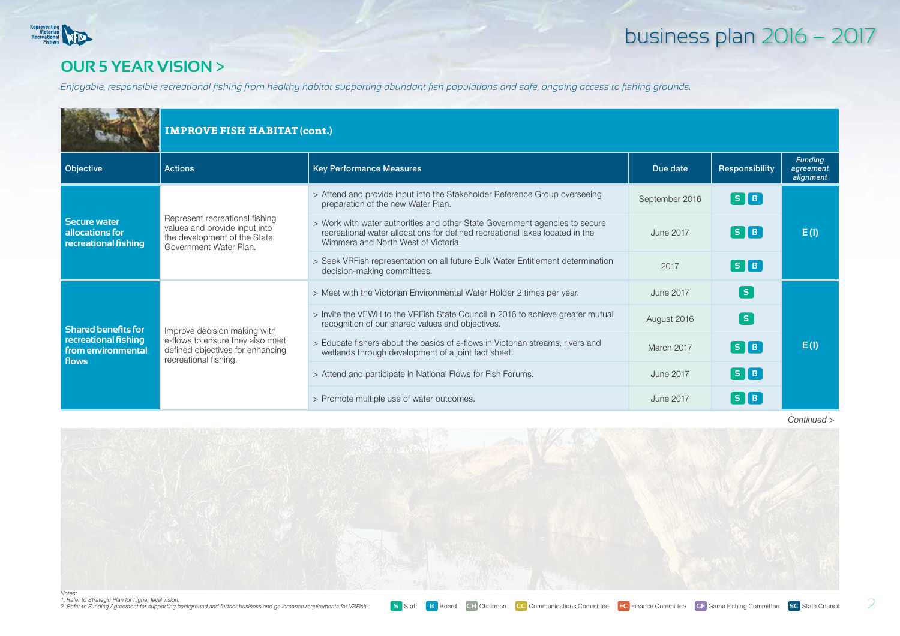## OUR 5 YEAR VISION >

*Enjoyable, responsible recreational fishing from healthy habitat supporting abundant fish populations and safe, ongoing access to fishing grounds.*

### IMPROVE FISH HABITAT (cont.)

| Objective | Actions | Key Performance Measures | Due date | Responsibility | *Funding agreement alignment* |
|---|---|---|---|---|---|
| **Secure water allocations for recreational fishing** | Represent recreational fishing values and provide input into the development of the State Government Water Plan. | > Attend and provide input into the Stakeholder Reference Group overseeing preparation of the new Water Plan. | September 2016 | S B | E (I) |
| | | > Work with water authorities and other State Government agencies to secure recreational water allocations for defined recreational lakes located in the Wimmera and North West of Victoria. | June 2017 | S B | |
| | | > Seek VRFish representation on all future Bulk Water Entitlement determination decision-making committees. | 2017 | S B | |
| **Shared benefits for recreational fishing from environmental flows** | Improve decision making with e-flows to ensure they also meet defined objectives for enhancing recreational fishing. | > Meet with the Victorian Environmental Water Holder 2 times per year. | June 2017 | S | E (I) |
| | | > Invite the VEWH to the VRFish State Council in 2016 to achieve greater mutual recognition of our shared values and objectives. | August 2016 | S | |
| | | > Educate fishers about the basics of e-flows in Victorian streams, rivers and wetlands through development of a joint fact sheet. | March 2017 | S B | |
| | | > Attend and participate in National Flows for Fish Forums. | June 2017 | S B | |
| | | > Promote multiple use of water outcomes. | June 2017 | S B | |

*Continued >*

*Notes:*
*1. Refer to Strategic Plan for higher level vision.*
*2. Refer to Funding Agreement for supporting background and further business and governance requirements for VRFish.*

S Staff | B Board | CH Chairman | CC Communications Committee | FC Finance Committee | GF Game Fishing Committee | SC State Council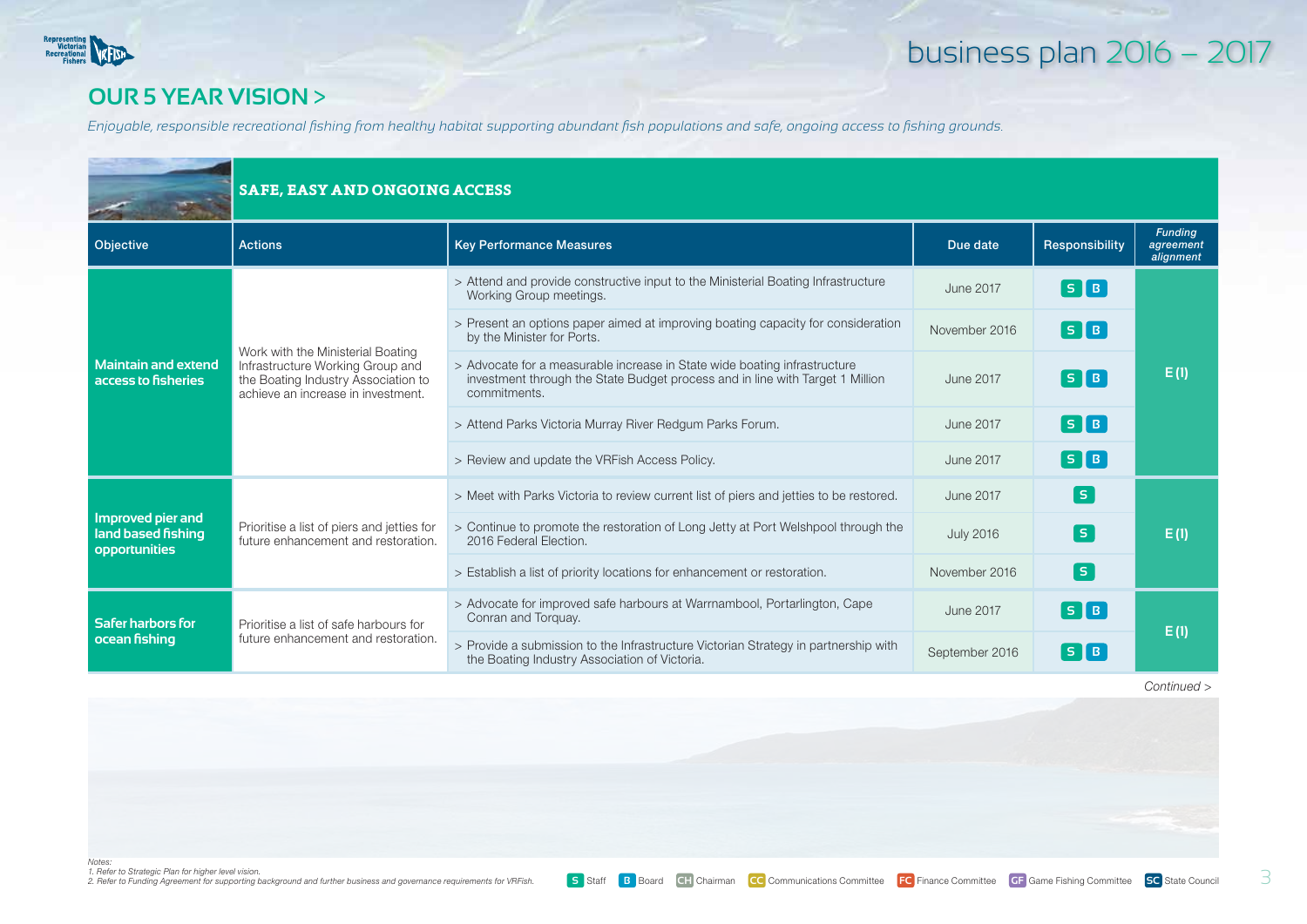## OUR 5 YEAR VISION >

*Enjoyable, responsible recreational fishing from healthy habitat supporting abundant fish populations and safe, ongoing access to fishing grounds.*

### SAFE, EASY AND ONGOING ACCESS

| Objective | Actions | Key Performance Measures | Due date | Responsibility | *Funding agreement alignment* |
|---|---|---|---|---|---|
| **Maintain and extend access to fisheries** | Work with the Ministerial Boating Infrastructure Working Group and the Boating Industry Association to achieve an increase in investment. | > Attend and provide constructive input to the Ministerial Boating Infrastructure Working Group meetings. | June 2017 | S B | E (I) |
| | | > Present an options paper aimed at improving boating capacity for consideration by the Minister for Ports. | November 2016 | S B | |
| | | > Advocate for a measurable increase in State wide boating infrastructure investment through the State Budget process and in line with Target 1 Million commitments. | June 2017 | S B | |
| | | > Attend Parks Victoria Murray River Redgum Parks Forum. | June 2017 | S B | |
| | | > Review and update the VRFish Access Policy. | June 2017 | S B | |
| **Improved pier and land based fishing opportunities** | Prioritise a list of piers and jetties for future enhancement and restoration. | > Meet with Parks Victoria to review current list of piers and jetties to be restored. | June 2017 | S | E (I) |
| | | > Continue to promote the restoration of Long Jetty at Port Welshpool through the 2016 Federal Election. | July 2016 | S | |
| | | > Establish a list of priority locations for enhancement or restoration. | November 2016 | S | |
| **Safer harbors for ocean fishing** | Prioritise a list of safe harbours for future enhancement and restoration. | > Advocate for improved safe harbours at Warrnambool, Portarlington, Cape Conran and Torquay. | June 2017 | S B | E (I) |
| | | > Provide a submission to the Infrastructure Victorian Strategy in partnership with the Boating Industry Association of Victoria. | September 2016 | S B | |

*Continued >*

*Notes:*
*1. Refer to Strategic Plan for higher level vision.*
*2. Refer to Funding Agreement for supporting background and further business and governance requirements for VRFish.*

S Staff | B Board | CH Chairman | CC Communications Committee | FC Finance Committee | GF Game Fishing Committee | SC State Council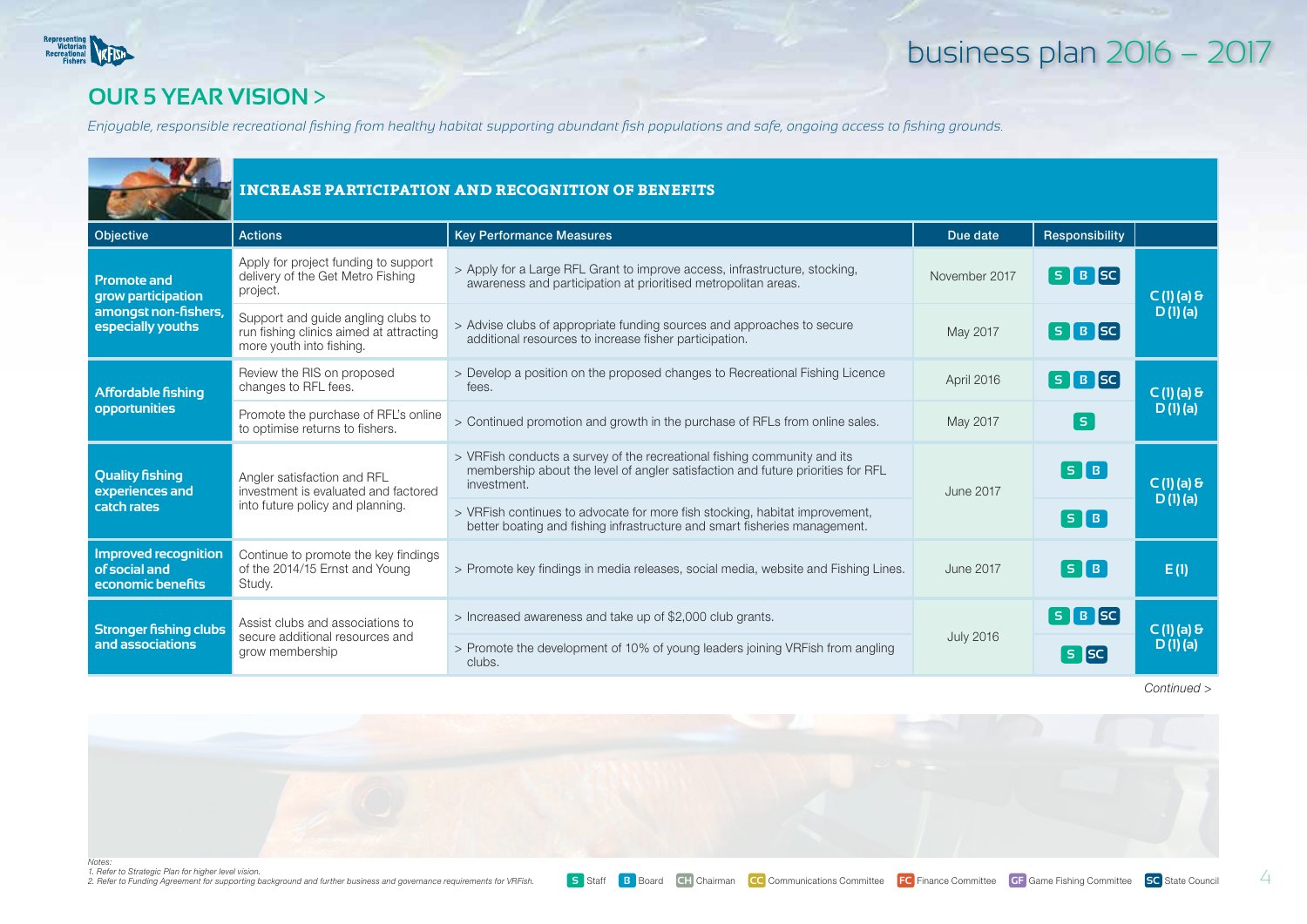# OUR 5 YEAR VISION >

*Enjoyable, responsible recreational fishing from healthy habitat supporting abundant fish populations and safe, ongoing access to fishing grounds.*

## INCREASE PARTICIPATION AND RECOGNITION OF BENEFITS

| Objective | Actions | Key Performance Measures | Due date | Responsibility | |
|---|---|---|---|---|---|
| **Promote and grow participation amongst non-fishers, especially youths** | Apply for project funding to support delivery of the Get Metro Fishing project. | > Apply for a Large RFL Grant to improve access, infrastructure, stocking, awareness and participation at prioritised metropolitan areas. | November 2017 | S B SC | C (I) (a) & D (I) (a) |
| | Support and guide angling clubs to run fishing clinics aimed at attracting more youth into fishing. | > Advise clubs of appropriate funding sources and approaches to secure additional resources to increase fisher participation. | May 2017 | S B SC | |
| **Affordable fishing opportunities** | Review the RIS on proposed changes to RFL fees. | > Develop a position on the proposed changes to Recreational Fishing Licence fees. | April 2016 | S B SC | C (I) (a) & D (I) (a) |
| | Promote the purchase of RFL's online to optimise returns to fishers. | > Continued promotion and growth in the purchase of RFLs from online sales. | May 2017 | S | |
| **Quality fishing experiences and catch rates** | Angler satisfaction and RFL investment is evaluated and factored into future policy and planning. | > VRFish conducts a survey of the recreational fishing community and its membership about the level of angler satisfaction and future priorities for RFL investment. | June 2017 | S B | C (I) (a) & D (I) (a) |
| | | > VRFish continues to advocate for more fish stocking, habitat improvement, better boating and fishing infrastructure and smart fisheries management. | | S B | |
| **Improved recognition of social and economic benefits** | Continue to promote the key findings of the 2014/15 Ernst and Young Study. | > Promote key findings in media releases, social media, website and Fishing Lines. | June 2017 | S B | E (I) |
| **Stronger fishing clubs and associations** | Assist clubs and associations to secure additional resources and grow membership | > Increased awareness and take up of $2,000 club grants. | July 2016 | S B SC | C (I) (a) & D (I) (a) |
| | | > Promote the development of 10% of young leaders joining VRFish from angling clubs. | | S SC | |

*Continued >*

*Notes:*
*1. Refer to Strategic Plan for higher level vision.*
*2. Refer to Funding Agreement for supporting background and further business and governance requirements for VRFish.*

S Staff | B Board | CH Chairman | CC Communications Committee | FC Finance Committee | GF Game Fishing Committee | SC State Council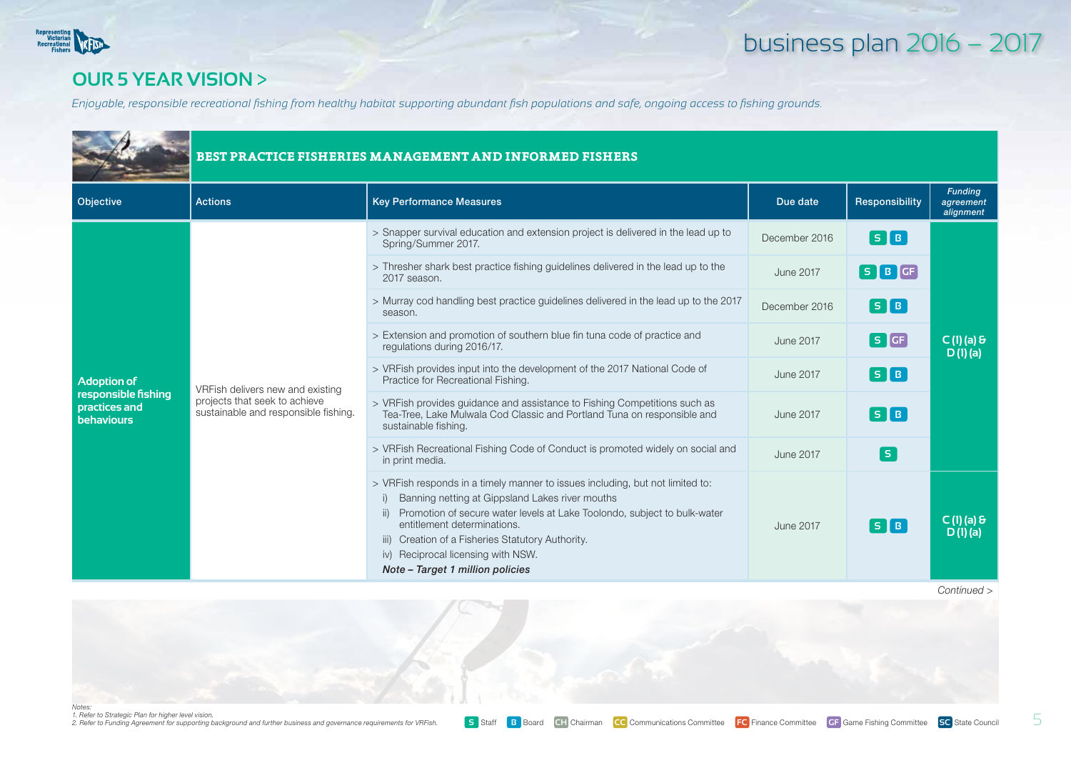## OUR 5 YEAR VISION >

*Enjoyable, responsible recreational fishing from healthy habitat supporting abundant fish populations and safe, ongoing access to fishing grounds.*

### BEST PRACTICE FISHERIES MANAGEMENT AND INFORMED FISHERS

| Objective | Actions | Key Performance Measures | Due date | Responsibility | *Funding agreement alignment* |
|---|---|---|---|---|---|
| **Adoption of responsible fishing practices and behaviours** | VRFish delivers new and existing projects that seek to achieve sustainable and responsible fishing. | > Snapper survival education and extension project is delivered in the lead up to Spring/Summer 2017. | December 2016 | S B | C (I) (a) & D (I) (a) |
| | | > Thresher shark best practice fishing guidelines delivered in the lead up to the 2017 season. | June 2017 | S B GF | |
| | | > Murray cod handling best practice guidelines delivered in the lead up to the 2017 season. | December 2016 | S B | |
| | | > Extension and promotion of southern blue fin tuna code of practice and regulations during 2016/17. | June 2017 | S GF | |
| | | > VRFish provides input into the development of the 2017 National Code of Practice for Recreational Fishing. | June 2017 | S B | |
| | | > VRFish provides guidance and assistance to Fishing Competitions such as Tea-Tree, Lake Mulwala Cod Classic and Portland Tuna on responsible and sustainable fishing. | June 2017 | S B | |
| | | > VRFish Recreational Fishing Code of Conduct is promoted widely on social and in print media. | June 2017 | S | |
| | | > VRFish responds in a timely manner to issues including, but not limited to:<br>i) Banning netting at Gippsland Lakes river mouths<br>ii) Promotion of secure water levels at Lake Toolondo, subject to bulk-water entitlement determinations.<br>iii) Creation of a Fisheries Statutory Authority.<br>iv) Reciprocal licensing with NSW.<br>***Note – Target 1 million policies*** | June 2017 | S B | C (I) (a) & D (I) (a) |

*Continued >*

*Notes:*
*1. Refer to Strategic Plan for higher level vision.*
*2. Refer to Funding Agreement for supporting background and further business and governance requirements for VRFish.*

S Staff | B Board | CH Chairman | CC Communications Committee | FC Finance Committee | GF Game Fishing Committee | SC State Council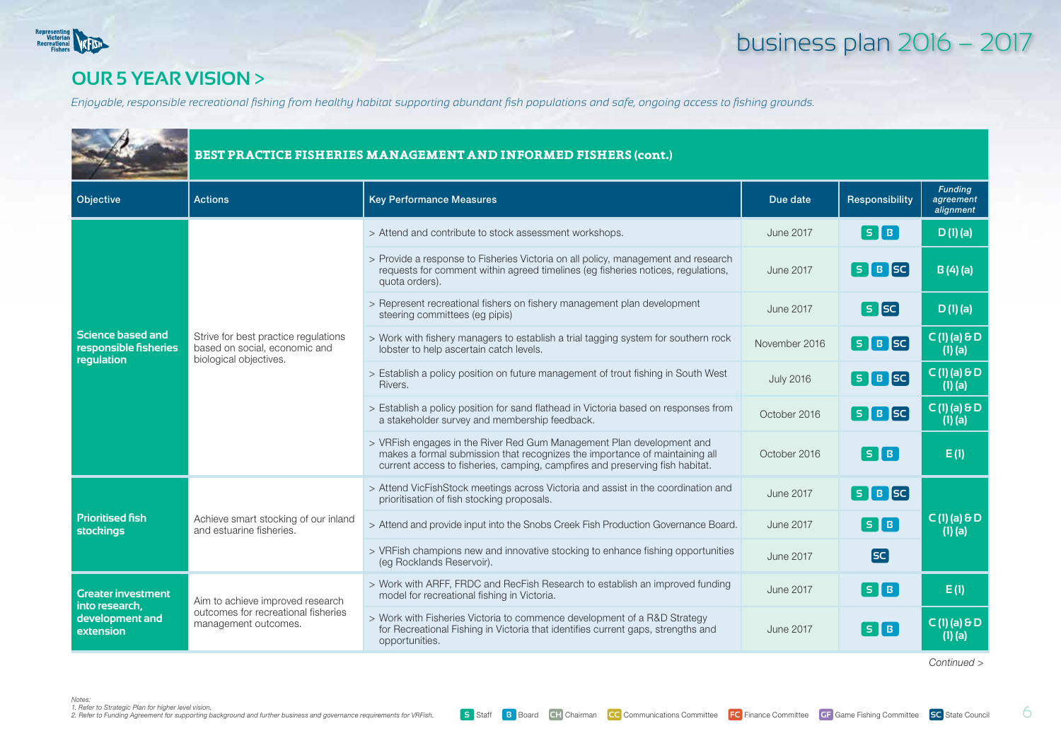## OUR 5 YEAR VISION >

*Enjoyable, responsible recreational fishing from healthy habitat supporting abundant fish populations and safe, ongoing access to fishing grounds.*

### BEST PRACTICE FISHERIES MANAGEMENT AND INFORMED FISHERS (cont.)

| Objective | Actions | Key Performance Measures | Due date | Responsibility | Funding agreement alignment |
|---|---|---|---|---|---|
| **Science based and responsible fisheries regulation** | Strive for best practice regulations based on social, economic and biological objectives. | > Attend and contribute to stock assessment workshops. | June 2017 | S B | D (1) (a) |
| | | > Provide a response to Fisheries Victoria on all policy, management and research requests for comment within agreed timelines (eg fisheries notices, regulations, quota orders). | June 2017 | S B SC | B (4) (a) |
| | | > Represent recreational fishers on fishery management plan development steering committees (eg pipis) | June 2017 | S SC | D (1) (a) |
| | | > Work with fishery managers to establish a trial tagging system for southern rock lobster to help ascertain catch levels. | November 2016 | S B SC | C (1) (a) & D (1) (a) |
| | | > Establish a policy position on future management of trout fishing in South West Rivers. | July 2016 | S B SC | C (1) (a) & D (1) (a) |
| | | > Establish a policy position for sand flathead in Victoria based on responses from a stakeholder survey and membership feedback. | October 2016 | S B SC | C (1) (a) & D (1) (a) |
| | | > VRFish engages in the River Red Gum Management Plan development and makes a formal submission that recognizes the importance of maintaining all current access to fisheries, camping, campfires and preserving fish habitat. | October 2016 | S B | E (1) |
| **Prioritised fish stockings** | Achieve smart stocking of our inland and estuarine fisheries. | > Attend VicFishStock meetings across Victoria and assist in the coordination and prioritisation of fish stocking proposals. | June 2017 | S B SC | C (1) (a) & D (1) (a) |
| | | > Attend and provide input into the Snobs Creek Fish Production Governance Board. | June 2017 | S B | |
| | | > VRFish champions new and innovative stocking to enhance fishing opportunities (eg Rocklands Reservoir). | June 2017 | SC | |
| **Greater investment into research, development and extension** | Aim to achieve improved research outcomes for recreational fisheries management outcomes. | > Work with ARFF, FRDC and RecFish Research to establish an improved funding model for recreational fishing in Victoria. | June 2017 | S B | E (1) |
| | | > Work with Fisheries Victoria to commence development of a R&D Strategy for Recreational Fishing in Victoria that identifies current gaps, strengths and opportunities. | June 2017 | S B | C (1) (a) & D (1) (a) |

*Continued >*

*Notes:*
*1. Refer to Strategic Plan for higher level vision.*
*2. Refer to Funding Agreement for supporting background and further business and governance requirements for VRFish.*

S Staff · B Board · CH Chairman · CC Communications Committee · FC Finance Committee · GF Game Fishing Committee · SC State Council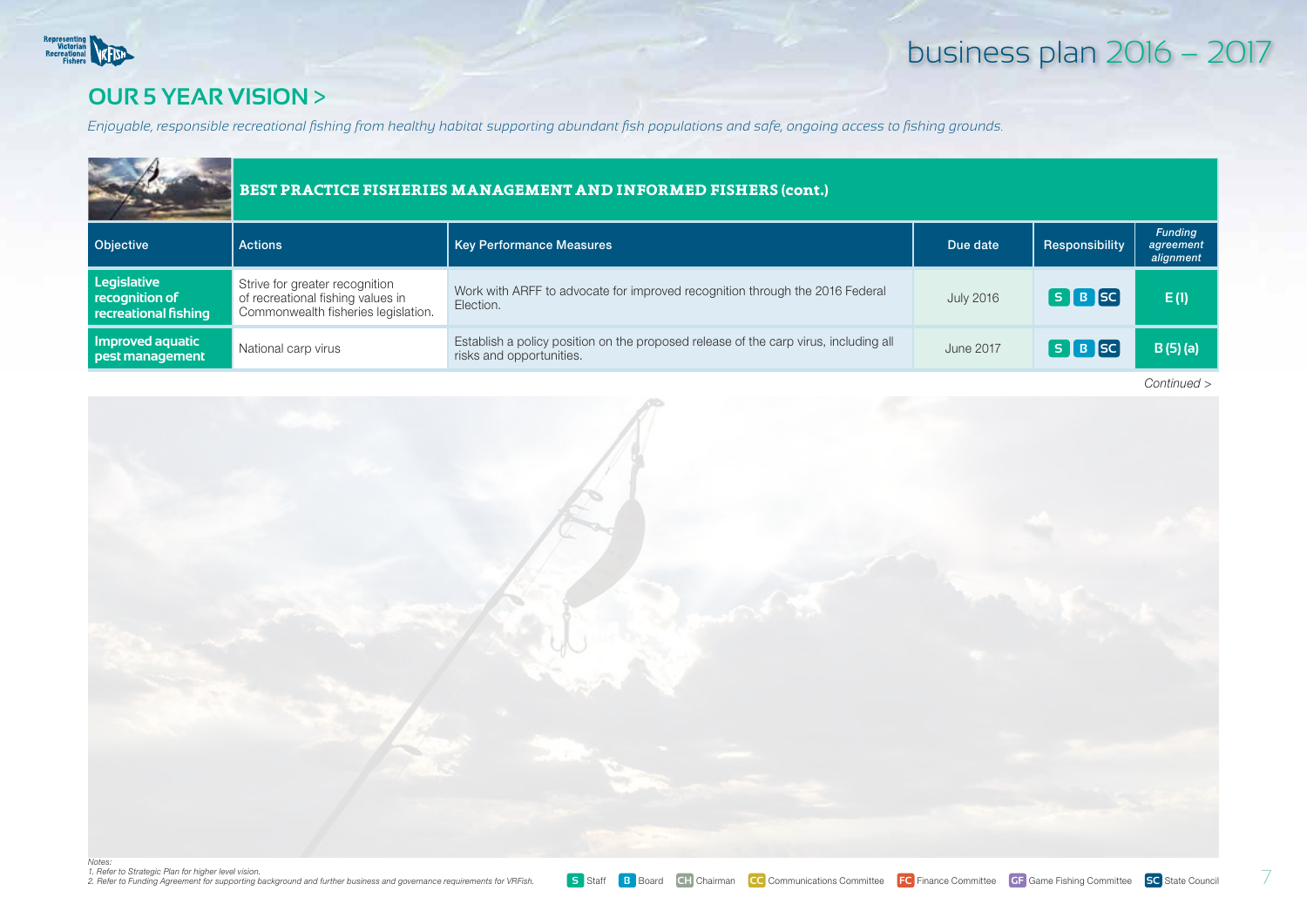## OUR 5 YEAR VISION >

*Enjoyable, responsible recreational fishing from healthy habitat supporting abundant fish populations and safe, ongoing access to fishing grounds.*

**BEST PRACTICE FISHERIES MANAGEMENT AND INFORMED FISHERS (cont.)**

| Objective | Actions | Key Performance Measures | Due date | Responsibility | *Funding agreement alignment* |
|---|---|---|---|---|---|
| **Legislative recognition of recreational fishing** | Strive for greater recognition of recreational fishing values in Commonwealth fisheries legislation. | Work with ARFF to advocate for improved recognition through the 2016 Federal Election. | July 2016 | S B SC | E (I) |
| **Improved aquatic pest management** | National carp virus | Establish a policy position on the proposed release of the carp virus, including all risks and opportunities. | June 2017 | S B SC | B (5) (a) |

*Continued >*

*Notes:*
*1. Refer to Strategic Plan for higher level vision.*
*2. Refer to Funding Agreement for supporting background and further business and governance requirements for VRFish.*

S Staff | B Board | CH Chairman | CC Communications Committee | FC Finance Committee | GF Game Fishing Committee | SC State Council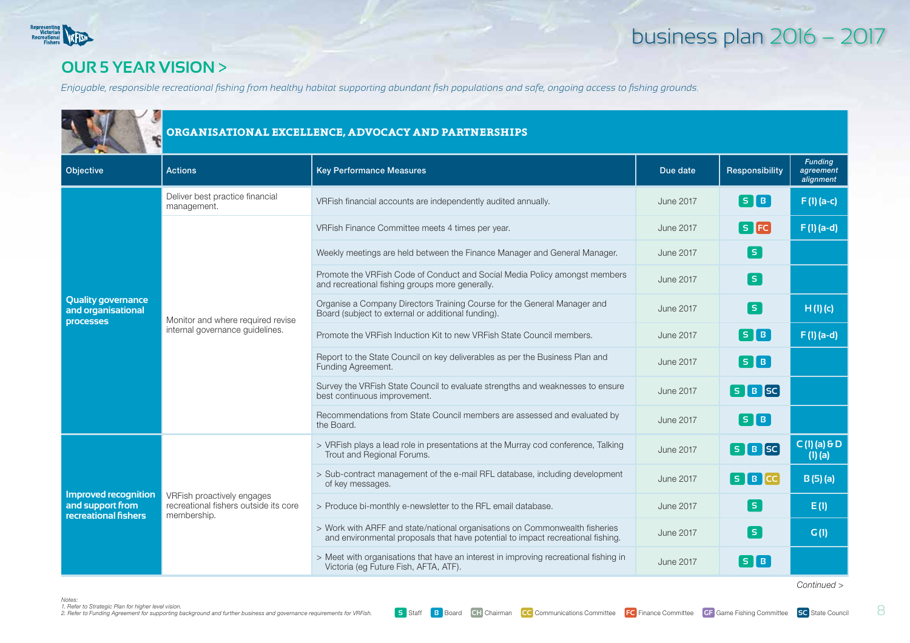# business plan 2016 – 2017

## OUR 5 YEAR VISION >

*Enjoyable, responsible recreational fishing from healthy habitat supporting abundant fish populations and safe, ongoing access to fishing grounds.*

### ORGANISATIONAL EXCELLENCE, ADVOCACY AND PARTNERSHIPS

| Objective | Actions | Key Performance Measures | Due date | Responsibility | *Funding agreement alignment* |
|---|---|---|---|---|---|
| Quality governance and organisational processes | Deliver best practice financial management. | VRFish financial accounts are independently audited annually. | June 2017 | S B | F (I) (a-c) |
| | Monitor and where required revise internal governance guidelines. | VRFish Finance Committee meets 4 times per year. | June 2017 | S FC | F (I) (a-d) |
| | | Weekly meetings are held between the Finance Manager and General Manager. | June 2017 | S | |
| | | Promote the VRFish Code of Conduct and Social Media Policy amongst members and recreational fishing groups more generally. | June 2017 | S | |
| | | Organise a Company Directors Training Course for the General Manager and Board (subject to external or additional funding). | June 2017 | S | H (I) (c) |
| | | Promote the VRFish Induction Kit to new VRFish State Council members. | June 2017 | S B | F (I) (a-d) |
| | | Report to the State Council on key deliverables as per the Business Plan and Funding Agreement. | June 2017 | S B | |
| | | Survey the VRFish State Council to evaluate strengths and weaknesses to ensure best continuous improvement. | June 2017 | S B SC | |
| | | Recommendations from State Council members are assessed and evaluated by the Board. | June 2017 | S B | |
| Improved recognition and support from recreational fishers | VRFish proactively engages recreational fishers outside its core membership. | > VRFish plays a lead role in presentations at the Murray cod conference, Talking Trout and Regional Forums. | June 2017 | S B SC | C (I) (a) & D (I) (a) |
| | | > Sub-contract management of the e-mail RFL database, including development of key messages. | June 2017 | S B CC | B (5) (a) |
| | | > Produce bi-monthly e-newsletter to the RFL email database. | June 2017 | S | E (I) |
| | | > Work with ARFF and state/national organisations on Commonwealth fisheries and environmental proposals that have potential to impact recreational fishing. | June 2017 | S | G (I) |
| | | > Meet with organisations that have an interest in improving recreational fishing in Victoria (eg Future Fish, AFTA, ATF). | June 2017 | S B | |

Continued >

*Notes:*
*1. Refer to Strategic Plan for higher level vision.*
*2. Refer to Funding Agreement for supporting background and further business and governance requirements for VRFish.*

S Staff | B Board | CH Chairman | CC Communications Committee | FC Finance Committee | GF Game Fishing Committee | SC State Council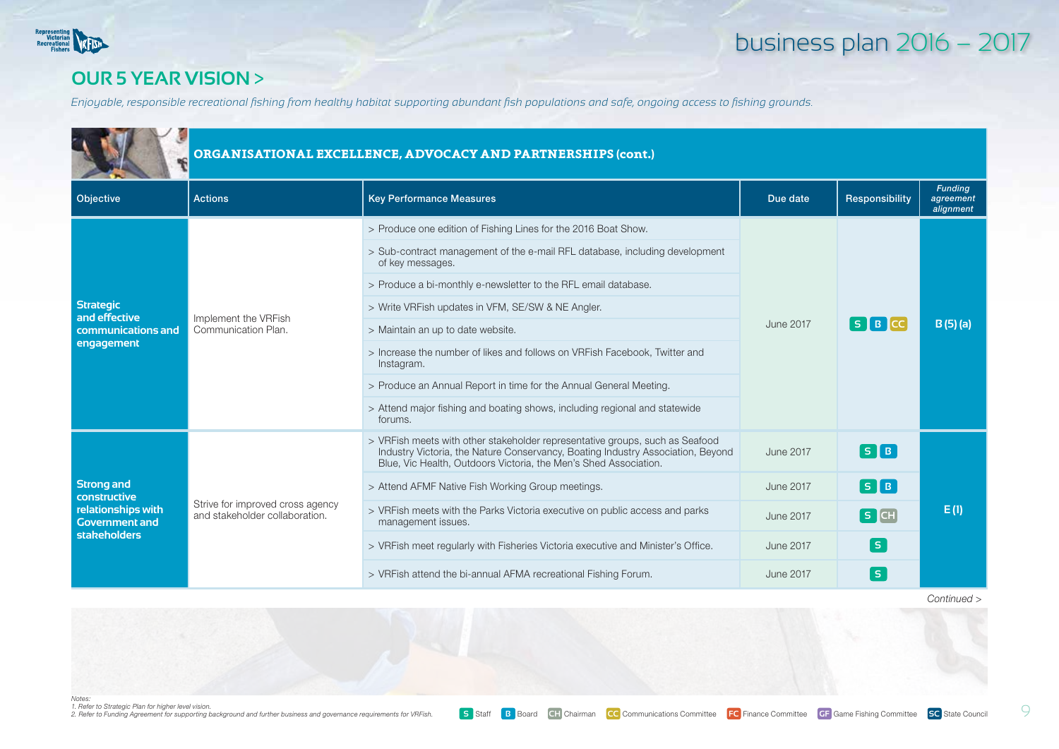## OUR 5 YEAR VISION >

*Enjoyable, responsible recreational fishing from healthy habitat supporting abundant fish populations and safe, ongoing access to fishing grounds.*

### ORGANISATIONAL EXCELLENCE, ADVOCACY AND PARTNERSHIPS (cont.)

| Objective | Actions | Key Performance Measures | Due date | Responsibility | *Funding agreement alignment* |
|---|---|---|---|---|---|
| **Strategic and effective communications and engagement** | Implement the VRFish Communication Plan. | > Produce one edition of Fishing Lines for the 2016 Boat Show.<br>> Sub-contract management of the e-mail RFL database, including development of key messages.<br>> Produce a bi-monthly e-newsletter to the RFL email database.<br>> Write VRFish updates in VFM, SE/SW & NE Angler.<br>> Maintain an up to date website.<br>> Increase the number of likes and follows on VRFish Facebook, Twitter and Instagram.<br>> Produce an Annual Report in time for the Annual General Meeting.<br>> Attend major fishing and boating shows, including regional and statewide forums. | June 2017 | S B CC | B (5) (a) |
| **Strong and constructive relationships with Government and stakeholders** | Strive for improved cross agency and stakeholder collaboration. | > VRFish meets with other stakeholder representative groups, such as Seafood Industry Victoria, the Nature Conservancy, Boating Industry Association, Beyond Blue, Vic Health, Outdoors Victoria, the Men's Shed Association. | June 2017 | S B | E (I) |
| | | > Attend AFMF Native Fish Working Group meetings. | June 2017 | S B | |
| | | > VRFish meets with the Parks Victoria executive on public access and parks management issues. | June 2017 | S CH | |
| | | > VRFish meet regularly with Fisheries Victoria executive and Minister's Office. | June 2017 | S | |
| | | > VRFish attend the bi-annual AFMA recreational Fishing Forum. | June 2017 | S | |

*Continued >*

*Notes:*
*1. Refer to Strategic Plan for higher level vision.*
*2. Refer to Funding Agreement for supporting background and further business and governance requirements for VRFish.*

S Staff | B Board | CH Chairman | CC Communications Committee | FC Finance Committee | GF Game Fishing Committee | SC State Council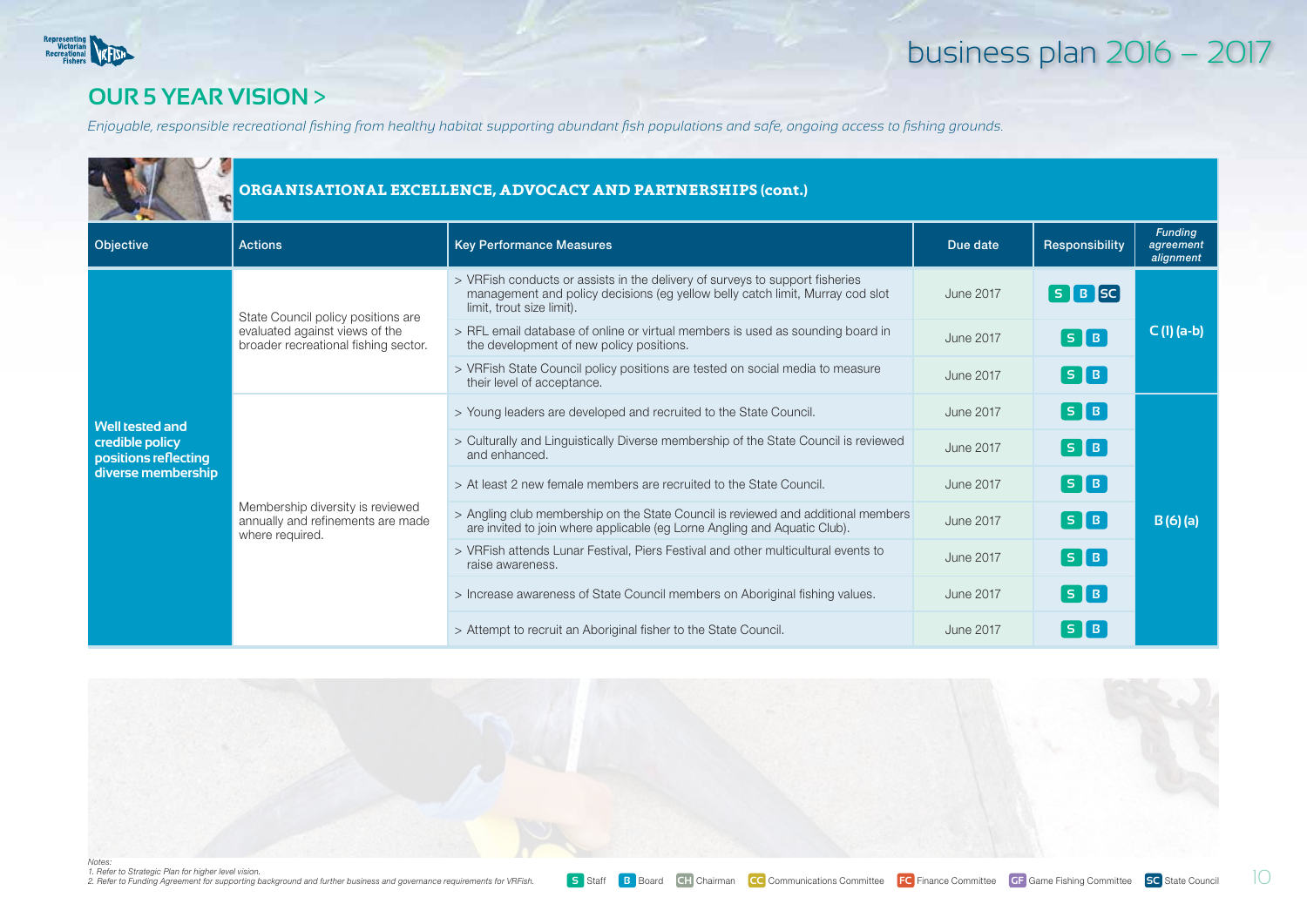## OUR 5 YEAR VISION >

*Enjoyable, responsible recreational fishing from healthy habitat supporting abundant fish populations and safe, ongoing access to fishing grounds.*

### ORGANISATIONAL EXCELLENCE, ADVOCACY AND PARTNERSHIPS (cont.)

| Objective | Actions | Key Performance Measures | Due date | Responsibility | *Funding agreement alignment* |
|---|---|---|---|---|---|
| **Well tested and credible policy positions reflecting diverse membership** | State Council policy positions are evaluated against views of the broader recreational fishing sector. | > VRFish conducts or assists in the delivery of surveys to support fisheries management and policy decisions (eg yellow belly catch limit, Murray cod slot limit, trout size limit). | June 2017 | S B SC | **C (1) (a-b)** |
| | | > RFL email database of online or virtual members is used as sounding board in the development of new policy positions. | June 2017 | S B | |
| | | > VRFish State Council policy positions are tested on social media to measure their level of acceptance. | June 2017 | S B | |
| | Membership diversity is reviewed annually and refinements are made where required. | > Young leaders are developed and recruited to the State Council. | June 2017 | S B | **B (6) (a)** |
| | | > Culturally and Linguistically Diverse membership of the State Council is reviewed and enhanced. | June 2017 | S B | |
| | | > At least 2 new female members are recruited to the State Council. | June 2017 | S B | |
| | | > Angling club membership on the State Council is reviewed and additional members are invited to join where applicable (eg Lorne Angling and Aquatic Club). | June 2017 | S B | |
| | | > VRFish attends Lunar Festival, Piers Festival and other multicultural events to raise awareness. | June 2017 | S B | |
| | | > Increase awareness of State Council members on Aboriginal fishing values. | June 2017 | S B | |
| | | > Attempt to recruit an Aboriginal fisher to the State Council. | June 2017 | S B | |

*Notes:*
*1. Refer to Strategic Plan for higher level vision.*
*2. Refer to Funding Agreement for supporting background and further business and governance requirements for VRFish.*

S Staff | B Board | CH Chairman | CC Communications Committee | FC Finance Committee | GF Game Fishing Committee | SC State Council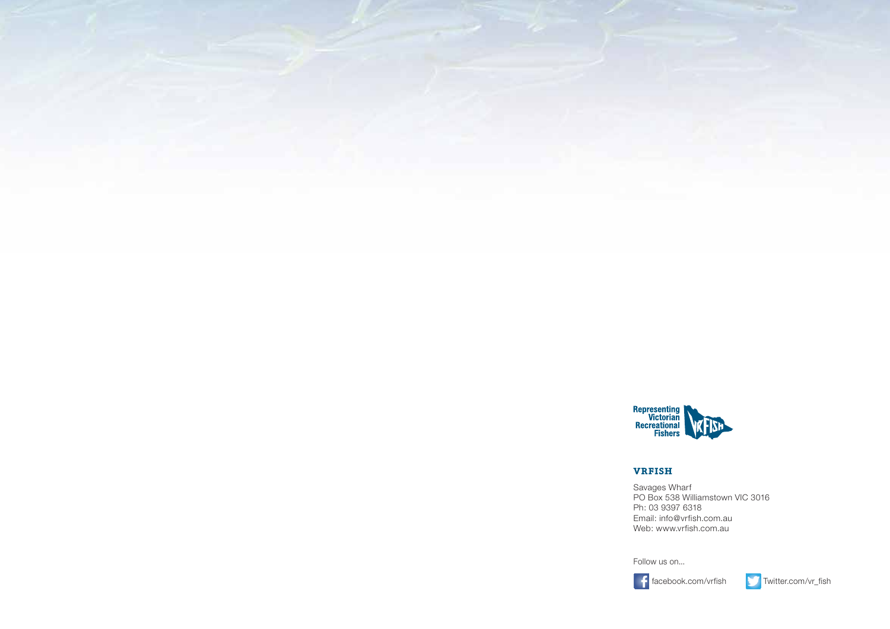Representing Victorian Recreational Fishers

**VRFISH**

Savages Wharf
PO Box 538 Williamstown VIC 3016
Ph: 03 9397 6318
Email: info@vrfish.com.au
Web: www.vrfish.com.au

Follow us on...

facebook.com/vrfish

Twitter.com/vr_fish